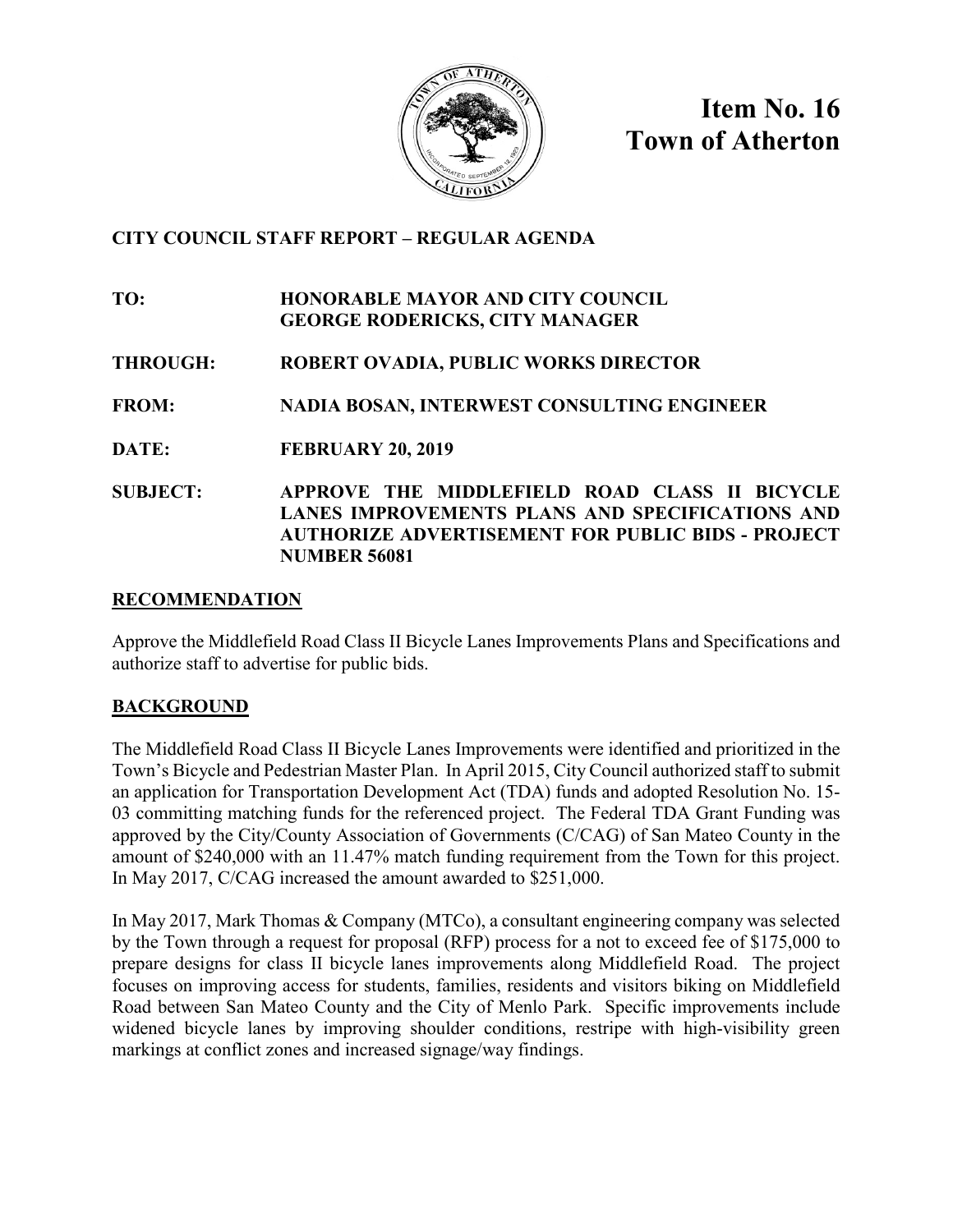# Item No. 16
# Town of Atherton

**CITY COUNCIL STAFF REPORT – REGULAR AGENDA**

**TO:** **HONORABLE MAYOR AND CITY COUNCIL**
**GEORGE RODERICKS, CITY MANAGER**

**THROUGH:** **ROBERT OVADIA, PUBLIC WORKS DIRECTOR**

**FROM:** **NADIA BOSAN, INTERWEST CONSULTING ENGINEER**

**DATE:** **FEBRUARY 20, 2019**

**SUBJECT:** **APPROVE THE MIDDLEFIELD ROAD CLASS II BICYCLE LANES IMPROVEMENTS PLANS AND SPECIFICATIONS AND AUTHORIZE ADVERTISEMENT FOR PUBLIC BIDS - PROJECT NUMBER 56081**

## RECOMMENDATION

Approve the Middlefield Road Class II Bicycle Lanes Improvements Plans and Specifications and authorize staff to advertise for public bids.

## BACKGROUND

The Middlefield Road Class II Bicycle Lanes Improvements were identified and prioritized in the Town's Bicycle and Pedestrian Master Plan. In April 2015, City Council authorized staff to submit an application for Transportation Development Act (TDA) funds and adopted Resolution No. 15-03 committing matching funds for the referenced project. The Federal TDA Grant Funding was approved by the City/County Association of Governments (C/CAG) of San Mateo County in the amount of $240,000 with an 11.47% match funding requirement from the Town for this project. In May 2017, C/CAG increased the amount awarded to $251,000.

In May 2017, Mark Thomas & Company (MTCo), a consultant engineering company was selected by the Town through a request for proposal (RFP) process for a not to exceed fee of $175,000 to prepare designs for class II bicycle lanes improvements along Middlefield Road. The project focuses on improving access for students, families, residents and visitors biking on Middlefield Road between San Mateo County and the City of Menlo Park. Specific improvements include widened bicycle lanes by improving shoulder conditions, restripe with high-visibility green markings at conflict zones and increased signage/way findings.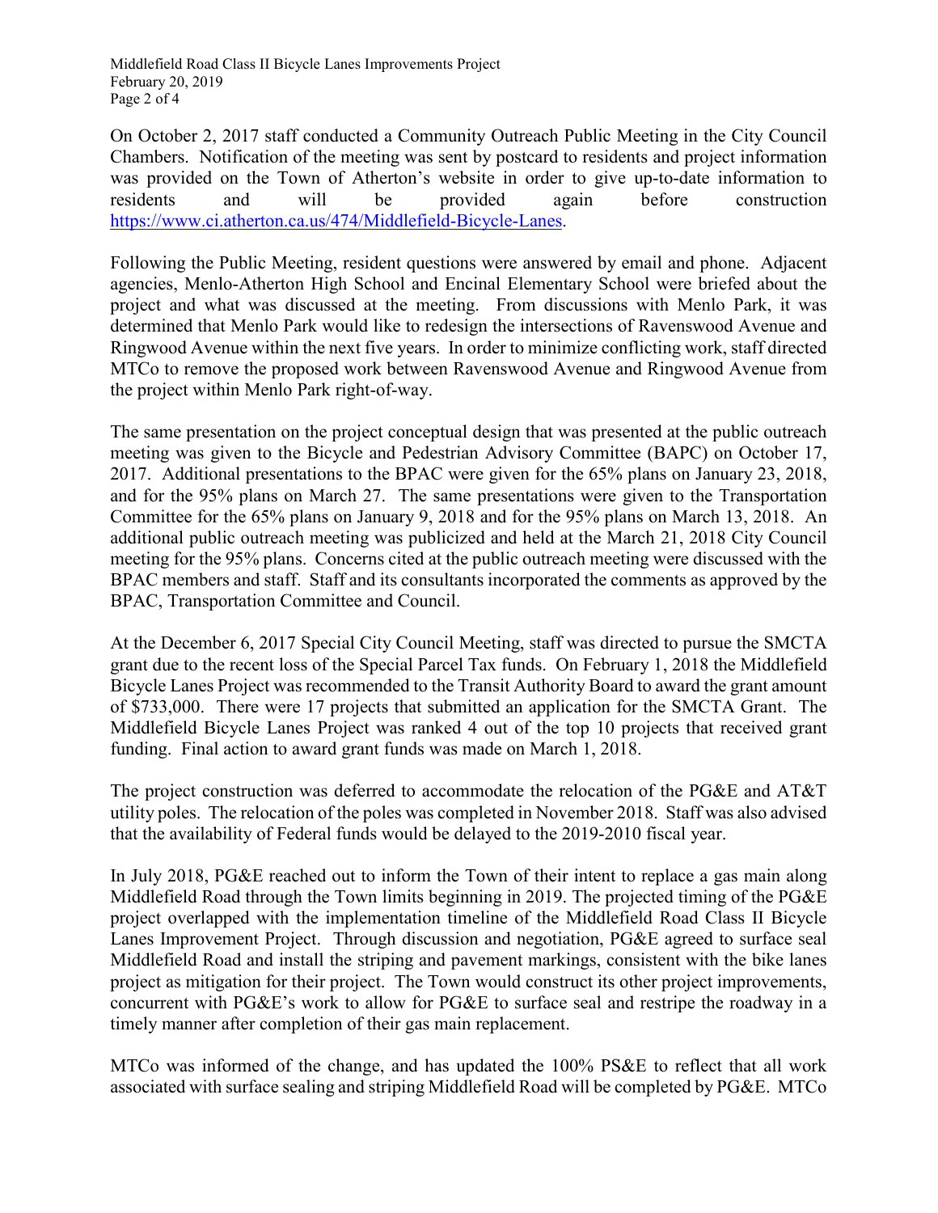On October 2, 2017 staff conducted a Community Outreach Public Meeting in the City Council Chambers. Notification of the meeting was sent by postcard to residents and project information was provided on the Town of Atherton's website in order to give up-to-date information to residents and will be provided again before construction [https://www.ci.atherton.ca.us/474/Middlefield-Bicycle-Lanes](https://www.ci.atherton.ca.us/474/Middlefield-Bicycle-Lanes).

Following the Public Meeting, resident questions were answered by email and phone. Adjacent agencies, Menlo-Atherton High School and Encinal Elementary School were briefed about the project and what was discussed at the meeting. From discussions with Menlo Park, it was determined that Menlo Park would like to redesign the intersections of Ravenswood Avenue and Ringwood Avenue within the next five years. In order to minimize conflicting work, staff directed MTCo to remove the proposed work between Ravenswood Avenue and Ringwood Avenue from the project within Menlo Park right-of-way.

The same presentation on the project conceptual design that was presented at the public outreach meeting was given to the Bicycle and Pedestrian Advisory Committee (BAPC) on October 17, 2017. Additional presentations to the BPAC were given for the 65% plans on January 23, 2018, and for the 95% plans on March 27. The same presentations were given to the Transportation Committee for the 65% plans on January 9, 2018 and for the 95% plans on March 13, 2018. An additional public outreach meeting was publicized and held at the March 21, 2018 City Council meeting for the 95% plans. Concerns cited at the public outreach meeting were discussed with the BPAC members and staff. Staff and its consultants incorporated the comments as approved by the BPAC, Transportation Committee and Council.

At the December 6, 2017 Special City Council Meeting, staff was directed to pursue the SMCTA grant due to the recent loss of the Special Parcel Tax funds. On February 1, 2018 the Middlefield Bicycle Lanes Project was recommended to the Transit Authority Board to award the grant amount of $733,000. There were 17 projects that submitted an application for the SMCTA Grant. The Middlefield Bicycle Lanes Project was ranked 4 out of the top 10 projects that received grant funding. Final action to award grant funds was made on March 1, 2018.

The project construction was deferred to accommodate the relocation of the PG&E and AT&T utility poles. The relocation of the poles was completed in November 2018. Staff was also advised that the availability of Federal funds would be delayed to the 2019-2010 fiscal year.

In July 2018, PG&E reached out to inform the Town of their intent to replace a gas main along Middlefield Road through the Town limits beginning in 2019. The projected timing of the PG&E project overlapped with the implementation timeline of the Middlefield Road Class II Bicycle Lanes Improvement Project. Through discussion and negotiation, PG&E agreed to surface seal Middlefield Road and install the striping and pavement markings, consistent with the bike lanes project as mitigation for their project. The Town would construct its other project improvements, concurrent with PG&E's work to allow for PG&E to surface seal and restripe the roadway in a timely manner after completion of their gas main replacement.

MTCo was informed of the change, and has updated the 100% PS&E to reflect that all work associated with surface sealing and striping Middlefield Road will be completed by PG&E. MTCo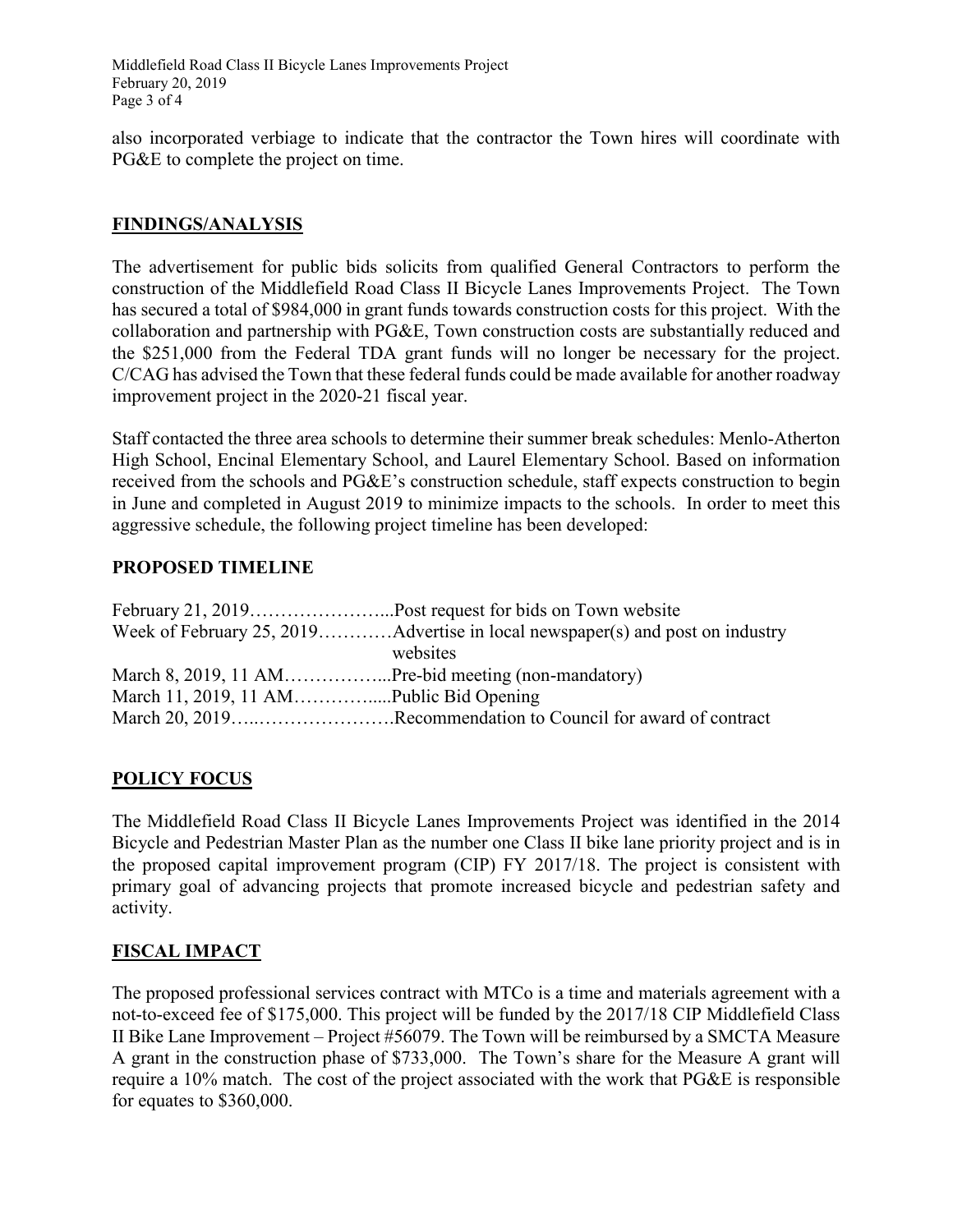also incorporated verbiage to indicate that the contractor the Town hires will coordinate with PG&E to complete the project on time.

## FINDINGS/ANALYSIS

The advertisement for public bids solicits from qualified General Contractors to perform the construction of the Middlefield Road Class II Bicycle Lanes Improvements Project. The Town has secured a total of $984,000 in grant funds towards construction costs for this project. With the collaboration and partnership with PG&E, Town construction costs are substantially reduced and the $251,000 from the Federal TDA grant funds will no longer be necessary for the project. C/CAG has advised the Town that these federal funds could be made available for another roadway improvement project in the 2020-21 fiscal year.

Staff contacted the three area schools to determine their summer break schedules: Menlo-Atherton High School, Encinal Elementary School, and Laurel Elementary School. Based on information received from the schools and PG&E's construction schedule, staff expects construction to begin in June and completed in August 2019 to minimize impacts to the schools. In order to meet this aggressive schedule, the following project timeline has been developed:

## PROPOSED TIMELINE

February 21, 2019…………………...Post request for bids on Town website
Week of February 25, 2019…………Advertise in local newspaper(s) and post on industry websites
March 8, 2019, 11 AM……………...Pre-bid meeting (non-mandatory)
March 11, 2019, 11 AM…………....Public Bid Opening
March 20, 2019…..………………….Recommendation to Council for award of contract

## POLICY FOCUS

The Middlefield Road Class II Bicycle Lanes Improvements Project was identified in the 2014 Bicycle and Pedestrian Master Plan as the number one Class II bike lane priority project and is in the proposed capital improvement program (CIP) FY 2017/18. The project is consistent with primary goal of advancing projects that promote increased bicycle and pedestrian safety and activity.

## FISCAL IMPACT

The proposed professional services contract with MTCo is a time and materials agreement with a not-to-exceed fee of $175,000. This project will be funded by the 2017/18 CIP Middlefield Class II Bike Lane Improvement – Project #56079. The Town will be reimbursed by a SMCTA Measure A grant in the construction phase of $733,000. The Town's share for the Measure A grant will require a 10% match. The cost of the project associated with the work that PG&E is responsible for equates to $360,000.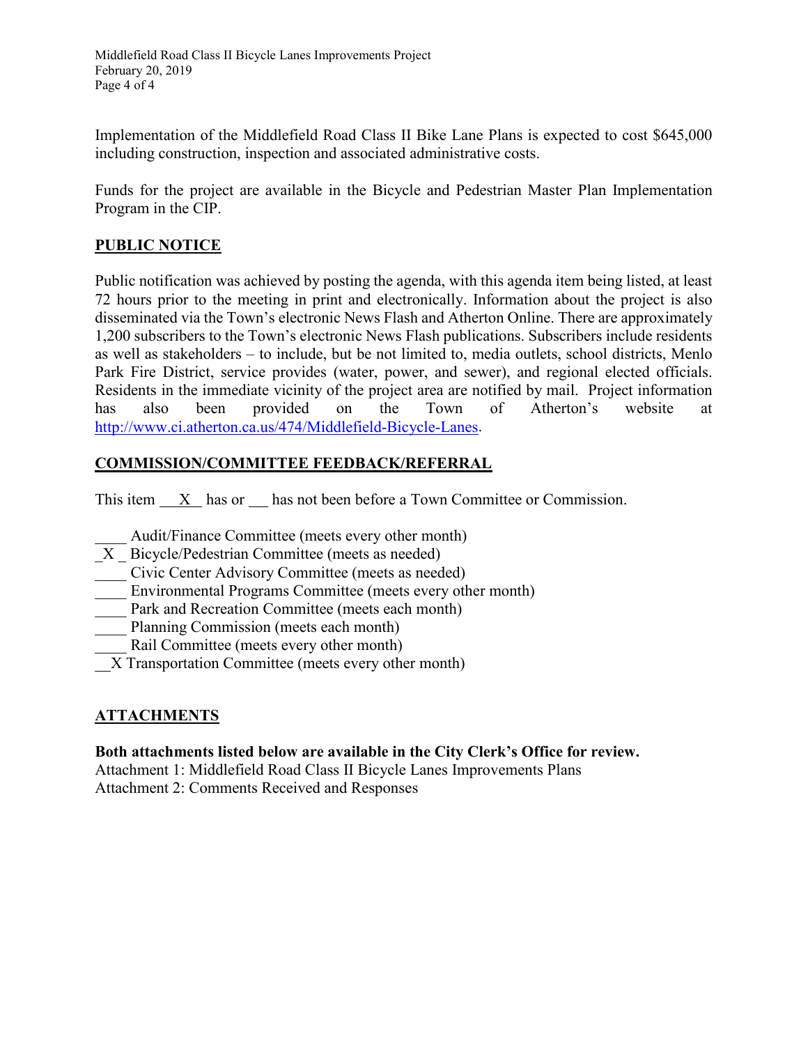Implementation of the Middlefield Road Class II Bike Lane Plans is expected to cost $645,000 including construction, inspection and associated administrative costs.

Funds for the project are available in the Bicycle and Pedestrian Master Plan Implementation Program in the CIP.

## PUBLIC NOTICE

Public notification was achieved by posting the agenda, with this agenda item being listed, at least 72 hours prior to the meeting in print and electronically. Information about the project is also disseminated via the Town's electronic News Flash and Atherton Online. There are approximately 1,200 subscribers to the Town's electronic News Flash publications. Subscribers include residents as well as stakeholders – to include, but be not limited to, media outlets, school districts, Menlo Park Fire District, service provides (water, power, and sewer), and regional elected officials. Residents in the immediate vicinity of the project area are notified by mail. Project information has also been provided on the Town of Atherton's website at http://www.ci.atherton.ca.us/474/Middlefield-Bicycle-Lanes.

## COMMISSION/COMMITTEE FEEDBACK/REFERRAL

This item __X__ has or __ has not been before a Town Committee or Commission.

____ Audit/Finance Committee (meets every other month)
_X _ Bicycle/Pedestrian Committee (meets as needed)
____ Civic Center Advisory Committee (meets as needed)
____ Environmental Programs Committee (meets every other month)
____ Park and Recreation Committee (meets each month)
____ Planning Commission (meets each month)
____ Rail Committee (meets every other month)
__X Transportation Committee (meets every other month)

## ATTACHMENTS

**Both attachments listed below are available in the City Clerk's Office for review.**
Attachment 1: Middlefield Road Class II Bicycle Lanes Improvements Plans
Attachment 2: Comments Received and Responses